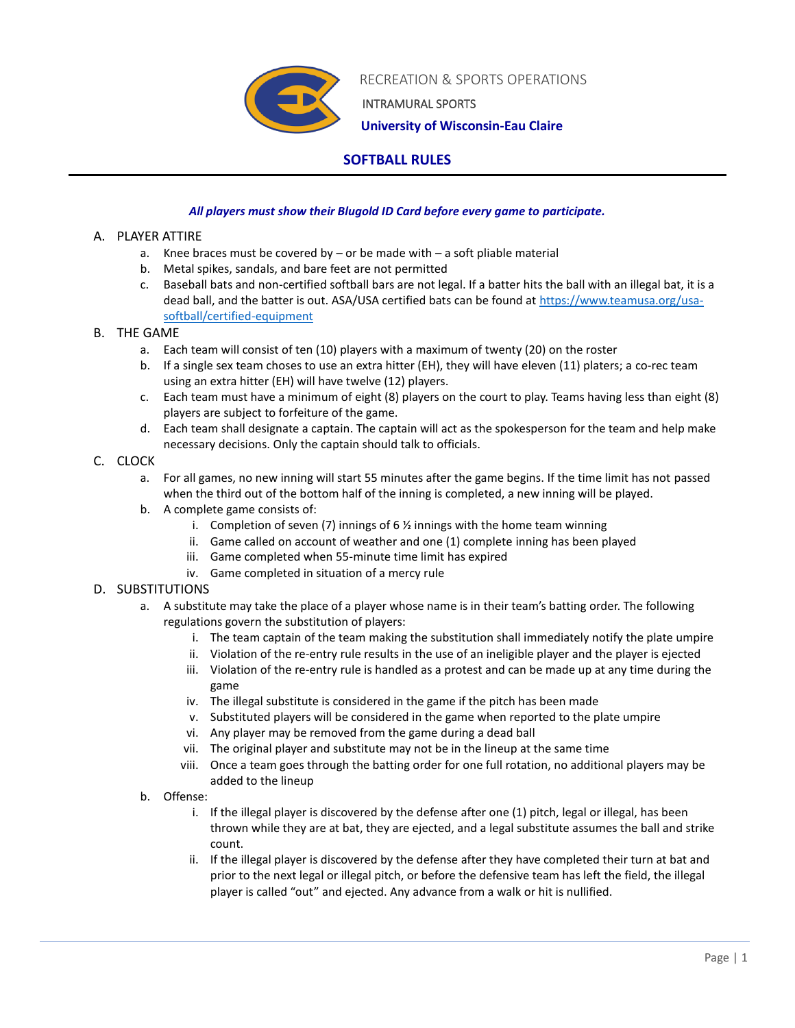RECREATION & SPORTS OPERATIONS

INTRAMURAL SPORTS

**University of Wisconsin-Eau Claire**

# SOFTBALL RULES

***All players must show their Blugold ID Card before every game to participate.***

A. PLAYER ATTIRE
   a. Knee braces must be covered by – or be made with – a soft pliable material
   b. Metal spikes, sandals, and bare feet are not permitted
   c. Baseball bats and non-certified softball bars are not legal. If a batter hits the ball with an illegal bat, it is a dead ball, and the batter is out. ASA/USA certified bats can be found at [https://www.teamusa.org/usa-softball/certified-equipment](https://www.teamusa.org/usa-softball/certified-equipment)

B. THE GAME
   a. Each team will consist of ten (10) players with a maximum of twenty (20) on the roster
   b. If a single sex team choses to use an extra hitter (EH), they will have eleven (11) platers; a co-rec team using an extra hitter (EH) will have twelve (12) players.
   c. Each team must have a minimum of eight (8) players on the court to play. Teams having less than eight (8) players are subject to forfeiture of the game.
   d. Each team shall designate a captain. The captain will act as the spokesperson for the team and help make necessary decisions. Only the captain should talk to officials.

C. CLOCK
   a. For all games, no new inning will start 55 minutes after the game begins. If the time limit has not passed when the third out of the bottom half of the inning is completed, a new inning will be played.
   b. A complete game consists of:
      i. Completion of seven (7) innings of 6 ½ innings with the home team winning
      ii. Game called on account of weather and one (1) complete inning has been played
      iii. Game completed when 55-minute time limit has expired
      iv. Game completed in situation of a mercy rule

D. SUBSTITUTIONS
   a. A substitute may take the place of a player whose name is in their team's batting order. The following regulations govern the substitution of players:
      i. The team captain of the team making the substitution shall immediately notify the plate umpire
      ii. Violation of the re-entry rule results in the use of an ineligible player and the player is ejected
      iii. Violation of the re-entry rule is handled as a protest and can be made up at any time during the game
      iv. The illegal substitute is considered in the game if the pitch has been made
      v. Substituted players will be considered in the game when reported to the plate umpire
      vi. Any player may be removed from the game during a dead ball
      vii. The original player and substitute may not be in the lineup at the same time
      viii. Once a team goes through the batting order for one full rotation, no additional players may be added to the lineup
   b. Offense:
      i. If the illegal player is discovered by the defense after one (1) pitch, legal or illegal, has been thrown while they are at bat, they are ejected, and a legal substitute assumes the ball and strike count.
      ii. If the illegal player is discovered by the defense after they have completed their turn at bat and prior to the next legal or illegal pitch, or before the defensive team has left the field, the illegal player is called "out" and ejected. Any advance from a walk or hit is nullified.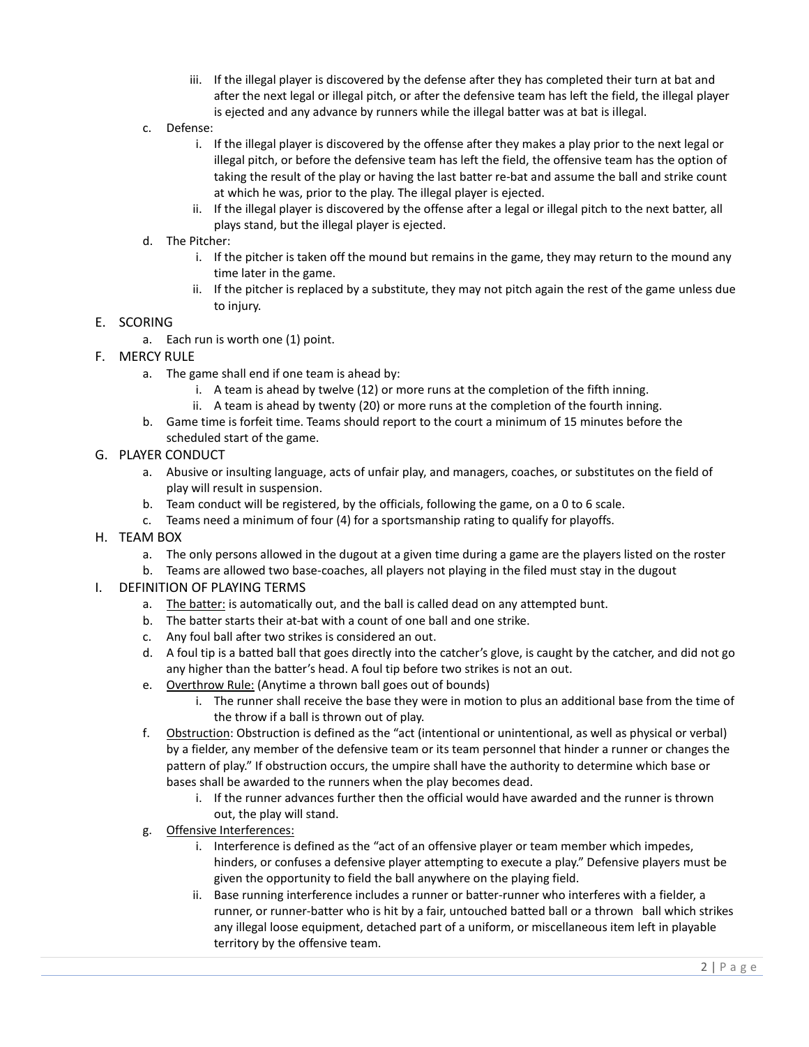- iii. If the illegal player is discovered by the defense after they has completed their turn at bat and after the next legal or illegal pitch, or after the defensive team has left the field, the illegal player is ejected and any advance by runners while the illegal batter was at bat is illegal.
- c. Defense:
  - i. If the illegal player is discovered by the offense after they makes a play prior to the next legal or illegal pitch, or before the defensive team has left the field, the offensive team has the option of taking the result of the play or having the last batter re-bat and assume the ball and strike count at which he was, prior to the play. The illegal player is ejected.
  - ii. If the illegal player is discovered by the offense after a legal or illegal pitch to the next batter, all plays stand, but the illegal player is ejected.
- d. The Pitcher:
  - i. If the pitcher is taken off the mound but remains in the game, they may return to the mound any time later in the game.
  - ii. If the pitcher is replaced by a substitute, they may not pitch again the rest of the game unless due to injury.

## E. SCORING

- a. Each run is worth one (1) point.

## F. MERCY RULE

- a. The game shall end if one team is ahead by:
  - i. A team is ahead by twelve (12) or more runs at the completion of the fifth inning.
  - ii. A team is ahead by twenty (20) or more runs at the completion of the fourth inning.
- b. Game time is forfeit time. Teams should report to the court a minimum of 15 minutes before the scheduled start of the game.

## G. PLAYER CONDUCT

- a. Abusive or insulting language, acts of unfair play, and managers, coaches, or substitutes on the field of play will result in suspension.
- b. Team conduct will be registered, by the officials, following the game, on a 0 to 6 scale.
- c. Teams need a minimum of four (4) for a sportsmanship rating to qualify for playoffs.

## H. TEAM BOX

- a. The only persons allowed in the dugout at a given time during a game are the players listed on the roster
- b. Teams are allowed two base-coaches, all players not playing in the filed must stay in the dugout

## I. DEFINITION OF PLAYING TERMS

- a. <u>The batter:</u> is automatically out, and the ball is called dead on any attempted bunt.
- b. The batter starts their at-bat with a count of one ball and one strike.
- c. Any foul ball after two strikes is considered an out.
- d. A foul tip is a batted ball that goes directly into the catcher's glove, is caught by the catcher, and did not go any higher than the batter's head. A foul tip before two strikes is not an out.
- e. <u>Overthrow Rule:</u> (Anytime a thrown ball goes out of bounds)
  - i. The runner shall receive the base they were in motion to plus an additional base from the time of the throw if a ball is thrown out of play.
- f. <u>Obstruction</u>: Obstruction is defined as the "act (intentional or unintentional, as well as physical or verbal) by a fielder, any member of the defensive team or its team personnel that hinder a runner or changes the pattern of play." If obstruction occurs, the umpire shall have the authority to determine which base or bases shall be awarded to the runners when the play becomes dead.
  - i. If the runner advances further then the official would have awarded and the runner is thrown out, the play will stand.
- g. <u>Offensive Interferences:</u>
  - i. Interference is defined as the "act of an offensive player or team member which impedes, hinders, or confuses a defensive player attempting to execute a play." Defensive players must be given the opportunity to field the ball anywhere on the playing field.
  - ii. Base running interference includes a runner or batter-runner who interferes with a fielder, a runner, or runner-batter who is hit by a fair, untouched batted ball or a thrown ball which strikes any illegal loose equipment, detached part of a uniform, or miscellaneous item left in playable territory by the offensive team.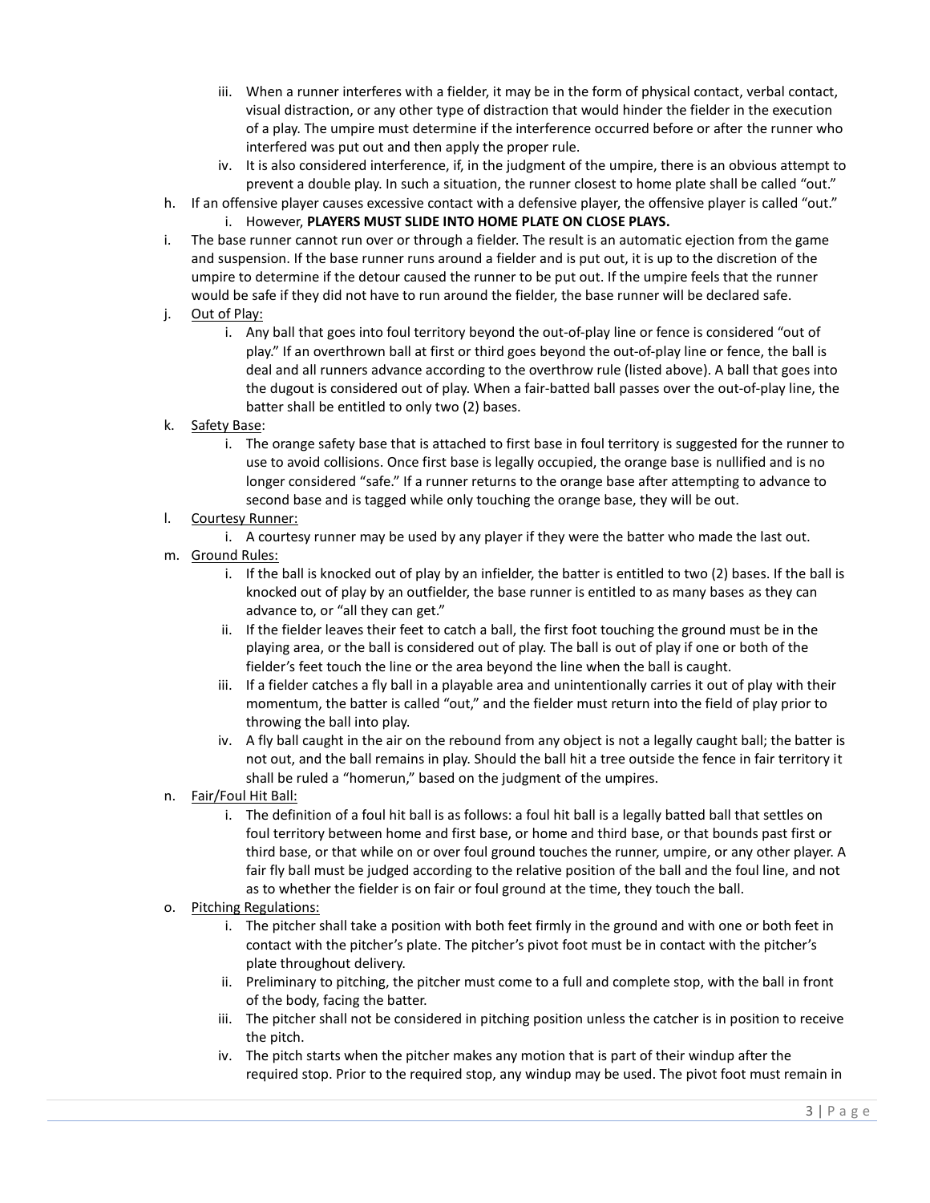iii. When a runner interferes with a fielder, it may be in the form of physical contact, verbal contact, visual distraction, or any other type of distraction that would hinder the fielder in the execution of a play. The umpire must determine if the interference occurred before or after the runner who interfered was put out and then apply the proper rule.

   iv. It is also considered interference, if, in the judgment of the umpire, there is an obvious attempt to prevent a double play. In such a situation, the runner closest to home plate shall be called "out."

h. If an offensive player causes excessive contact with a defensive player, the offensive player is called "out."

   i. However, **PLAYERS MUST SLIDE INTO HOME PLATE ON CLOSE PLAYS.**

i. The base runner cannot run over or through a fielder. The result is an automatic ejection from the game and suspension. If the base runner runs around a fielder and is put out, it is up to the discretion of the umpire to determine if the detour caused the runner to be put out. If the umpire feels that the runner would be safe if they did not have to run around the fielder, the base runner will be declared safe.

j. <u>Out of Play:</u>

   i. Any ball that goes into foul territory beyond the out-of-play line or fence is considered "out of play." If an overthrown ball at first or third goes beyond the out-of-play line or fence, the ball is deal and all runners advance according to the overthrow rule (listed above). A ball that goes into the dugout is considered out of play. When a fair-batted ball passes over the out-of-play line, the batter shall be entitled to only two (2) bases.

k. <u>Safety Base</u>:

   i. The orange safety base that is attached to first base in foul territory is suggested for the runner to use to avoid collisions. Once first base is legally occupied, the orange base is nullified and is no longer considered "safe." If a runner returns to the orange base after attempting to advance to second base and is tagged while only touching the orange base, they will be out.

l. <u>Courtesy Runner:</u>

   i. A courtesy runner may be used by any player if they were the batter who made the last out.

m. <u>Ground Rules:</u>

   i. If the ball is knocked out of play by an infielder, the batter is entitled to two (2) bases. If the ball is knocked out of play by an outfielder, the base runner is entitled to as many bases as they can advance to, or "all they can get."

   ii. If the fielder leaves their feet to catch a ball, the first foot touching the ground must be in the playing area, or the ball is considered out of play. The ball is out of play if one or both of the fielder's feet touch the line or the area beyond the line when the ball is caught.

   iii. If a fielder catches a fly ball in a playable area and unintentionally carries it out of play with their momentum, the batter is called "out," and the fielder must return into the field of play prior to throwing the ball into play.

   iv. A fly ball caught in the air on the rebound from any object is not a legally caught ball; the batter is not out, and the ball remains in play. Should the ball hit a tree outside the fence in fair territory it shall be ruled a "homerun," based on the judgment of the umpires.

n. <u>Fair/Foul Hit Ball:</u>

   i. The definition of a foul hit ball is as follows: a foul hit ball is a legally batted ball that settles on foul territory between home and first base, or home and third base, or that bounds past first or third base, or that while on or over foul ground touches the runner, umpire, or any other player. A fair fly ball must be judged according to the relative position of the ball and the foul line, and not as to whether the fielder is on fair or foul ground at the time, they touch the ball.

o. <u>Pitching Regulations:</u>

   i. The pitcher shall take a position with both feet firmly in the ground and with one or both feet in contact with the pitcher's plate. The pitcher's pivot foot must be in contact with the pitcher's plate throughout delivery.

   ii. Preliminary to pitching, the pitcher must come to a full and complete stop, with the ball in front of the body, facing the batter.

   iii. The pitcher shall not be considered in pitching position unless the catcher is in position to receive the pitch.

   iv. The pitch starts when the pitcher makes any motion that is part of their windup after the required stop. Prior to the required stop, any windup may be used. The pivot foot must remain in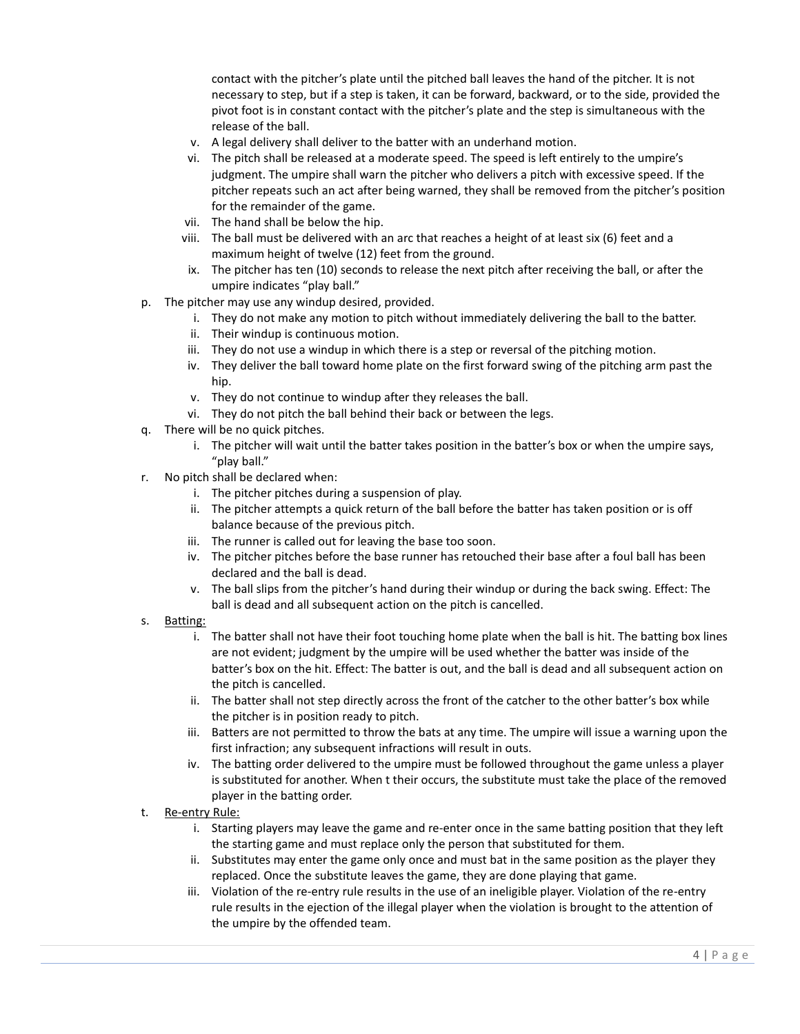contact with the pitcher's plate until the pitched ball leaves the hand of the pitcher. It is not necessary to step, but if a step is taken, it can be forward, backward, or to the side, provided the pivot foot is in constant contact with the pitcher's plate and the step is simultaneous with the release of the ball.

   v. A legal delivery shall deliver to the batter with an underhand motion.
   vi. The pitch shall be released at a moderate speed. The speed is left entirely to the umpire's judgment. The umpire shall warn the pitcher who delivers a pitch with excessive speed. If the pitcher repeats such an act after being warned, they shall be removed from the pitcher's position for the remainder of the game.
   vii. The hand shall be below the hip.
   viii. The ball must be delivered with an arc that reaches a height of at least six (6) feet and a maximum height of twelve (12) feet from the ground.
   ix. The pitcher has ten (10) seconds to release the next pitch after receiving the ball, or after the umpire indicates "play ball."

p. The pitcher may use any windup desired, provided.
   i. They do not make any motion to pitch without immediately delivering the ball to the batter.
   ii. Their windup is continuous motion.
   iii. They do not use a windup in which there is a step or reversal of the pitching motion.
   iv. They deliver the ball toward home plate on the first forward swing of the pitching arm past the hip.
   v. They do not continue to windup after they releases the ball.
   vi. They do not pitch the ball behind their back or between the legs.

q. There will be no quick pitches.
   i. The pitcher will wait until the batter takes position in the batter's box or when the umpire says, "play ball."

r. No pitch shall be declared when:
   i. The pitcher pitches during a suspension of play.
   ii. The pitcher attempts a quick return of the ball before the batter has taken position or is off balance because of the previous pitch.
   iii. The runner is called out for leaving the base too soon.
   iv. The pitcher pitches before the base runner has retouched their base after a foul ball has been declared and the ball is dead.
   v. The ball slips from the pitcher's hand during their windup or during the back swing. Effect: The ball is dead and all subsequent action on the pitch is cancelled.

s. <u>Batting:</u>
   i. The batter shall not have their foot touching home plate when the ball is hit. The batting box lines are not evident; judgment by the umpire will be used whether the batter was inside of the batter's box on the hit. Effect: The batter is out, and the ball is dead and all subsequent action on the pitch is cancelled.
   ii. The batter shall not step directly across the front of the catcher to the other batter's box while the pitcher is in position ready to pitch.
   iii. Batters are not permitted to throw the bats at any time. The umpire will issue a warning upon the first infraction; any subsequent infractions will result in outs.
   iv. The batting order delivered to the umpire must be followed throughout the game unless a player is substituted for another. When t their occurs, the substitute must take the place of the removed player in the batting order.

t. <u>Re-entry Rule:</u>
   i. Starting players may leave the game and re-enter once in the same batting position that they left the starting game and must replace only the person that substituted for them.
   ii. Substitutes may enter the game only once and must bat in the same position as the player they replaced. Once the substitute leaves the game, they are done playing that game.
   iii. Violation of the re-entry rule results in the use of an ineligible player. Violation of the re-entry rule results in the ejection of the illegal player when the violation is brought to the attention of the umpire by the offended team.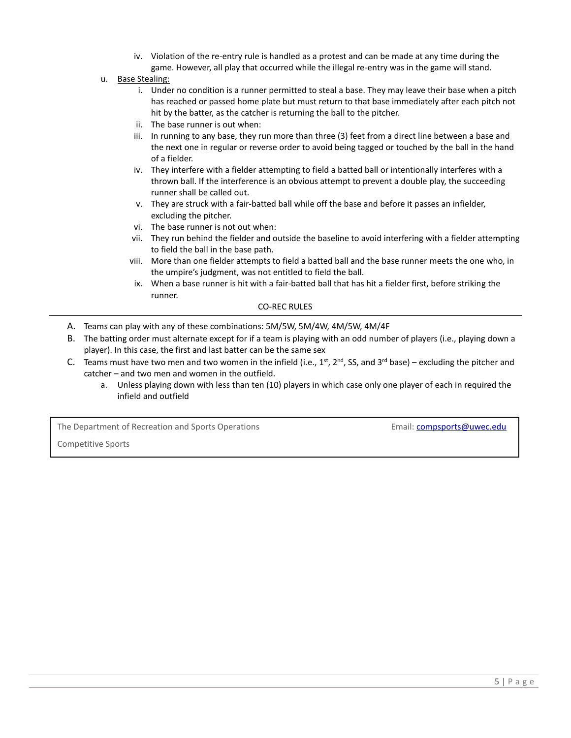iv. Violation of the re-entry rule is handled as a protest and can be made at any time during the game. However, all play that occurred while the illegal re-entry was in the game will stand.

u. Base Stealing:

i. Under no condition is a runner permitted to steal a base. They may leave their base when a pitch has reached or passed home plate but must return to that base immediately after each pitch not hit by the batter, as the catcher is returning the ball to the pitcher.

ii. The base runner is out when:

iii. In running to any base, they run more than three (3) feet from a direct line between a base and the next one in regular or reverse order to avoid being tagged or touched by the ball in the hand of a fielder.

iv. They interfere with a fielder attempting to field a batted ball or intentionally interferes with a thrown ball. If the interference is an obvious attempt to prevent a double play, the succeeding runner shall be called out.

v. They are struck with a fair-batted ball while off the base and before it passes an infielder, excluding the pitcher.

vi. The base runner is not out when:

vii. They run behind the fielder and outside the baseline to avoid interfering with a fielder attempting to field the ball in the base path.

viii. More than one fielder attempts to field a batted ball and the base runner meets the one who, in the umpire's judgment, was not entitled to field the ball.

ix. When a base runner is hit with a fair-batted ball that has hit a fielder first, before striking the runner.

## CO-REC RULES

A. Teams can play with any of these combinations: 5M/5W, 5M/4W, 4M/5W, 4M/4F

B. The batting order must alternate except for if a team is playing with an odd number of players (i.e., playing down a player). In this case, the first and last batter can be the same sex

C. Teams must have two men and two women in the infield (i.e., 1st, 2nd, SS, and 3rd base) – excluding the pitcher and catcher – and two men and women in the outfield.

   a. Unless playing down with less than ten (10) players in which case only one player of each in required the infield and outfield

The Department of Recreation and Sports Operations

Competitive Sports

Email: compsports@uwec.edu